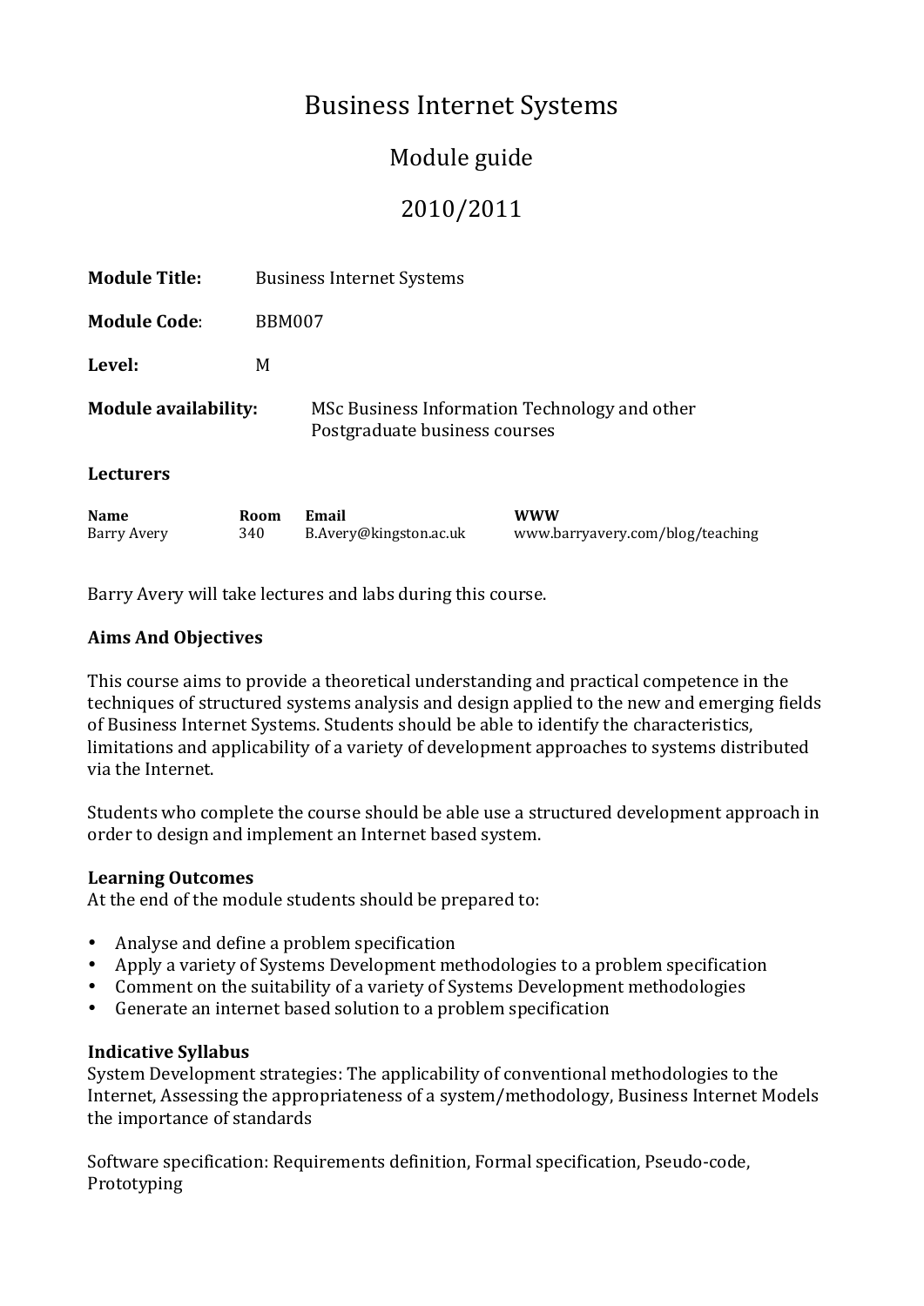# Business Internet Systems

## Module guide

## 2010/2011

**Module Title:** Business Internet Systems

**Module Code**: BBM007

**Level:** M

**Module availability:** MSc Business Information Technology and other Postgraduate business courses

### Lecturers

| Name | Room | Email | WWW |
|---|---|---|---|
| Barry Avery | 340 | B.Avery@kingston.ac.uk | www.barryavery.com/blog/teaching |

Barry Avery will take lectures and labs during this course.

### Aims And Objectives

This course aims to provide a theoretical understanding and practical competence in the techniques of structured systems analysis and design applied to the new and emerging fields of Business Internet Systems. Students should be able to identify the characteristics, limitations and applicability of a variety of development approaches to systems distributed via the Internet.

Students who complete the course should be able use a structured development approach in order to design and implement an Internet based system.

### Learning Outcomes

At the end of the module students should be prepared to:

- Analyse and define a problem specification
- Apply a variety of Systems Development methodologies to a problem specification
- Comment on the suitability of a variety of Systems Development methodologies
- Generate an internet based solution to a problem specification

### Indicative Syllabus

System Development strategies: The applicability of conventional methodologies to the Internet, Assessing the appropriateness of a system/methodology, Business Internet Models the importance of standards

Software specification: Requirements definition, Formal specification, Pseudo-code, Prototyping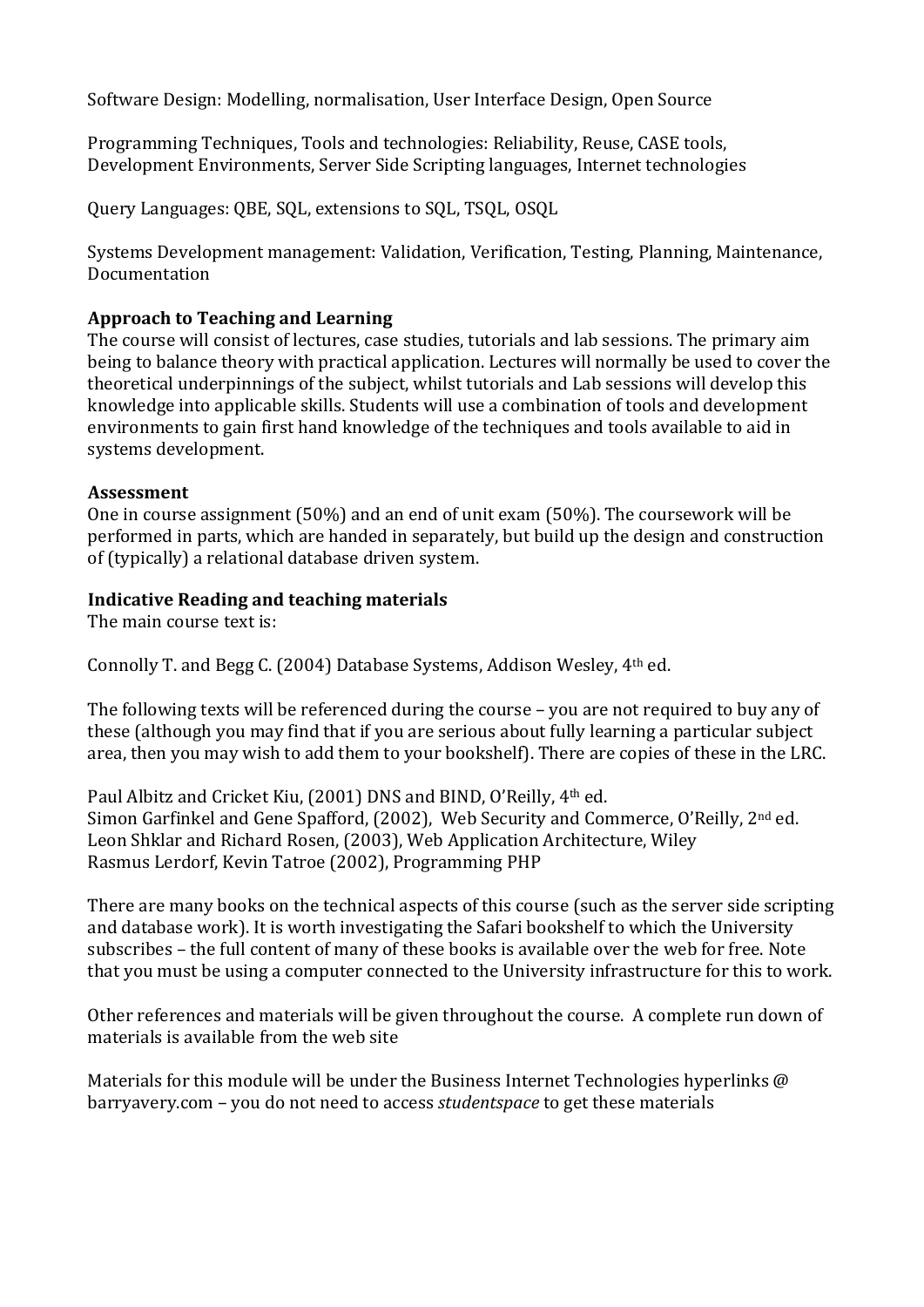Software Design: Modelling, normalisation, User Interface Design, Open Source

Programming Techniques, Tools and technologies: Reliability, Reuse, CASE tools, Development Environments, Server Side Scripting languages, Internet technologies

Query Languages: QBE, SQL, extensions to SQL, TSQL, OSQL

Systems Development management: Validation, Verification, Testing, Planning, Maintenance, Documentation

**Approach to Teaching and Learning**

The course will consist of lectures, case studies, tutorials and lab sessions. The primary aim being to balance theory with practical application. Lectures will normally be used to cover the theoretical underpinnings of the subject, whilst tutorials and Lab sessions will develop this knowledge into applicable skills. Students will use a combination of tools and development environments to gain first hand knowledge of the techniques and tools available to aid in systems development.

**Assessment**

One in course assignment (50%) and an end of unit exam (50%). The coursework will be performed in parts, which are handed in separately, but build up the design and construction of (typically) a relational database driven system.

**Indicative Reading and teaching materials**

The main course text is:

Connolly T. and Begg C. (2004) Database Systems, Addison Wesley, 4th ed.

The following texts will be referenced during the course – you are not required to buy any of these (although you may find that if you are serious about fully learning a particular subject area, then you may wish to add them to your bookshelf). There are copies of these in the LRC.

Paul Albitz and Cricket Kiu, (2001) DNS and BIND, O'Reilly, 4th ed.
Simon Garfinkel and Gene Spafford, (2002), Web Security and Commerce, O'Reilly, 2nd ed.
Leon Shklar and Richard Rosen, (2003), Web Application Architecture, Wiley
Rasmus Lerdorf, Kevin Tatroe (2002), Programming PHP

There are many books on the technical aspects of this course (such as the server side scripting and database work). It is worth investigating the Safari bookshelf to which the University subscribes – the full content of many of these books is available over the web for free. Note that you must be using a computer connected to the University infrastructure for this to work.

Other references and materials will be given throughout the course. A complete run down of materials is available from the web site

Materials for this module will be under the Business Internet Technologies hyperlinks @ barryavery.com – you do not need to access *studentspace* to get these materials